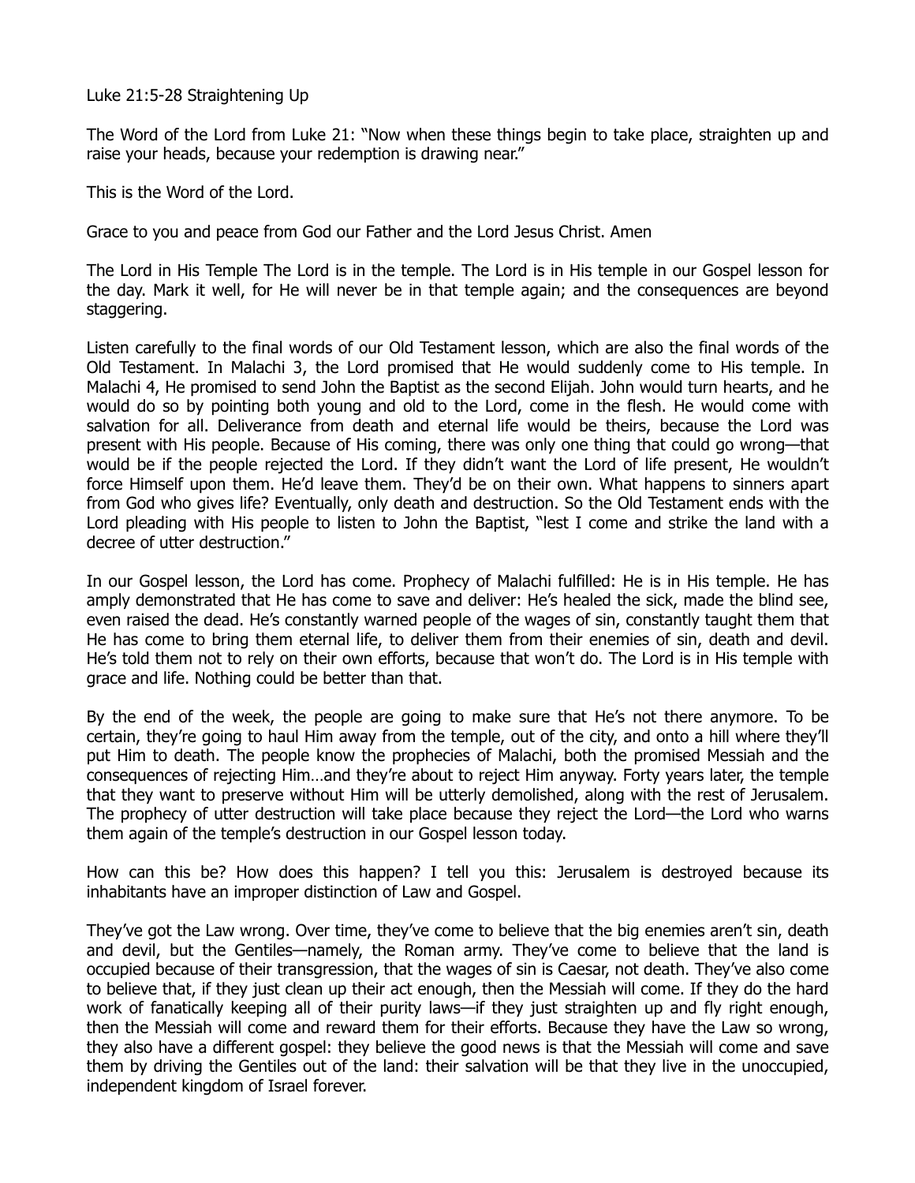Luke 21:5-28 Straightening Up

The Word of the Lord from Luke 21: "Now when these things begin to take place, straighten up and raise your heads, because your redemption is drawing near."

This is the Word of the Lord.

Grace to you and peace from God our Father and the Lord Jesus Christ. Amen

The Lord in His Temple The Lord is in the temple. The Lord is in His temple in our Gospel lesson for the day. Mark it well, for He will never be in that temple again; and the consequences are beyond staggering.

Listen carefully to the final words of our Old Testament lesson, which are also the final words of the Old Testament. In Malachi 3, the Lord promised that He would suddenly come to His temple. In Malachi 4, He promised to send John the Baptist as the second Elijah. John would turn hearts, and he would do so by pointing both young and old to the Lord, come in the flesh. He would come with salvation for all. Deliverance from death and eternal life would be theirs, because the Lord was present with His people. Because of His coming, there was only one thing that could go wrong—that would be if the people rejected the Lord. If they didn't want the Lord of life present, He wouldn't force Himself upon them. He'd leave them. They'd be on their own. What happens to sinners apart from God who gives life? Eventually, only death and destruction. So the Old Testament ends with the Lord pleading with His people to listen to John the Baptist, "lest I come and strike the land with a decree of utter destruction."

In our Gospel lesson, the Lord has come. Prophecy of Malachi fulfilled: He is in His temple. He has amply demonstrated that He has come to save and deliver: He's healed the sick, made the blind see, even raised the dead. He's constantly warned people of the wages of sin, constantly taught them that He has come to bring them eternal life, to deliver them from their enemies of sin, death and devil. He's told them not to rely on their own efforts, because that won't do. The Lord is in His temple with grace and life. Nothing could be better than that.

By the end of the week, the people are going to make sure that He's not there anymore. To be certain, they're going to haul Him away from the temple, out of the city, and onto a hill where they'll put Him to death. The people know the prophecies of Malachi, both the promised Messiah and the consequences of rejecting Him…and they're about to reject Him anyway. Forty years later, the temple that they want to preserve without Him will be utterly demolished, along with the rest of Jerusalem. The prophecy of utter destruction will take place because they reject the Lord—the Lord who warns them again of the temple's destruction in our Gospel lesson today.

How can this be? How does this happen? I tell you this: Jerusalem is destroyed because its inhabitants have an improper distinction of Law and Gospel.

They've got the Law wrong. Over time, they've come to believe that the big enemies aren't sin, death and devil, but the Gentiles—namely, the Roman army. They've come to believe that the land is occupied because of their transgression, that the wages of sin is Caesar, not death. They've also come to believe that, if they just clean up their act enough, then the Messiah will come. If they do the hard work of fanatically keeping all of their purity laws—if they just straighten up and fly right enough, then the Messiah will come and reward them for their efforts. Because they have the Law so wrong, they also have a different gospel: they believe the good news is that the Messiah will come and save them by driving the Gentiles out of the land: their salvation will be that they live in the unoccupied, independent kingdom of Israel forever.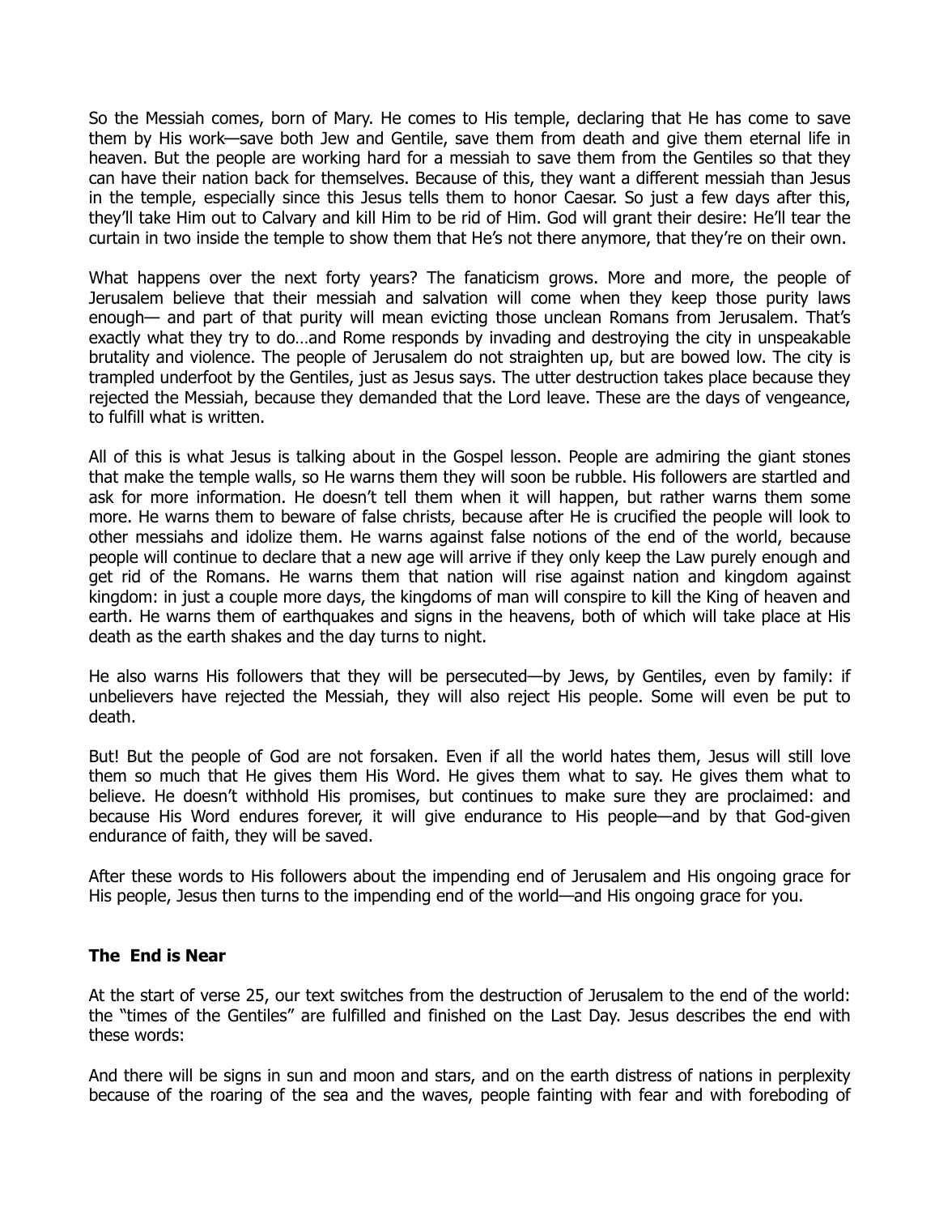So the Messiah comes, born of Mary. He comes to His temple, declaring that He has come to save them by His work—save both Jew and Gentile, save them from death and give them eternal life in heaven. But the people are working hard for a messiah to save them from the Gentiles so that they can have their nation back for themselves. Because of this, they want a different messiah than Jesus in the temple, especially since this Jesus tells them to honor Caesar. So just a few days after this, they'll take Him out to Calvary and kill Him to be rid of Him. God will grant their desire: He'll tear the curtain in two inside the temple to show them that He's not there anymore, that they're on their own.

What happens over the next forty years? The fanaticism grows. More and more, the people of Jerusalem believe that their messiah and salvation will come when they keep those purity laws enough— and part of that purity will mean evicting those unclean Romans from Jerusalem. That's exactly what they try to do…and Rome responds by invading and destroying the city in unspeakable brutality and violence. The people of Jerusalem do not straighten up, but are bowed low. The city is trampled underfoot by the Gentiles, just as Jesus says. The utter destruction takes place because they rejected the Messiah, because they demanded that the Lord leave. These are the days of vengeance, to fulfill what is written.

All of this is what Jesus is talking about in the Gospel lesson. People are admiring the giant stones that make the temple walls, so He warns them they will soon be rubble. His followers are startled and ask for more information. He doesn't tell them when it will happen, but rather warns them some more. He warns them to beware of false christs, because after He is crucified the people will look to other messiahs and idolize them. He warns against false notions of the end of the world, because people will continue to declare that a new age will arrive if they only keep the Law purely enough and get rid of the Romans. He warns them that nation will rise against nation and kingdom against kingdom: in just a couple more days, the kingdoms of man will conspire to kill the King of heaven and earth. He warns them of earthquakes and signs in the heavens, both of which will take place at His death as the earth shakes and the day turns to night.

He also warns His followers that they will be persecuted—by Jews, by Gentiles, even by family: if unbelievers have rejected the Messiah, they will also reject His people. Some will even be put to death.

But! But the people of God are not forsaken. Even if all the world hates them, Jesus will still love them so much that He gives them His Word. He gives them what to say. He gives them what to believe. He doesn't withhold His promises, but continues to make sure they are proclaimed: and because His Word endures forever, it will give endurance to His people—and by that God-given endurance of faith, they will be saved.

After these words to His followers about the impending end of Jerusalem and His ongoing grace for His people, Jesus then turns to the impending end of the world—and His ongoing grace for you.

**The End is Near**

At the start of verse 25, our text switches from the destruction of Jerusalem to the end of the world: the "times of the Gentiles" are fulfilled and finished on the Last Day. Jesus describes the end with these words:

And there will be signs in sun and moon and stars, and on the earth distress of nations in perplexity because of the roaring of the sea and the waves, people fainting with fear and with foreboding of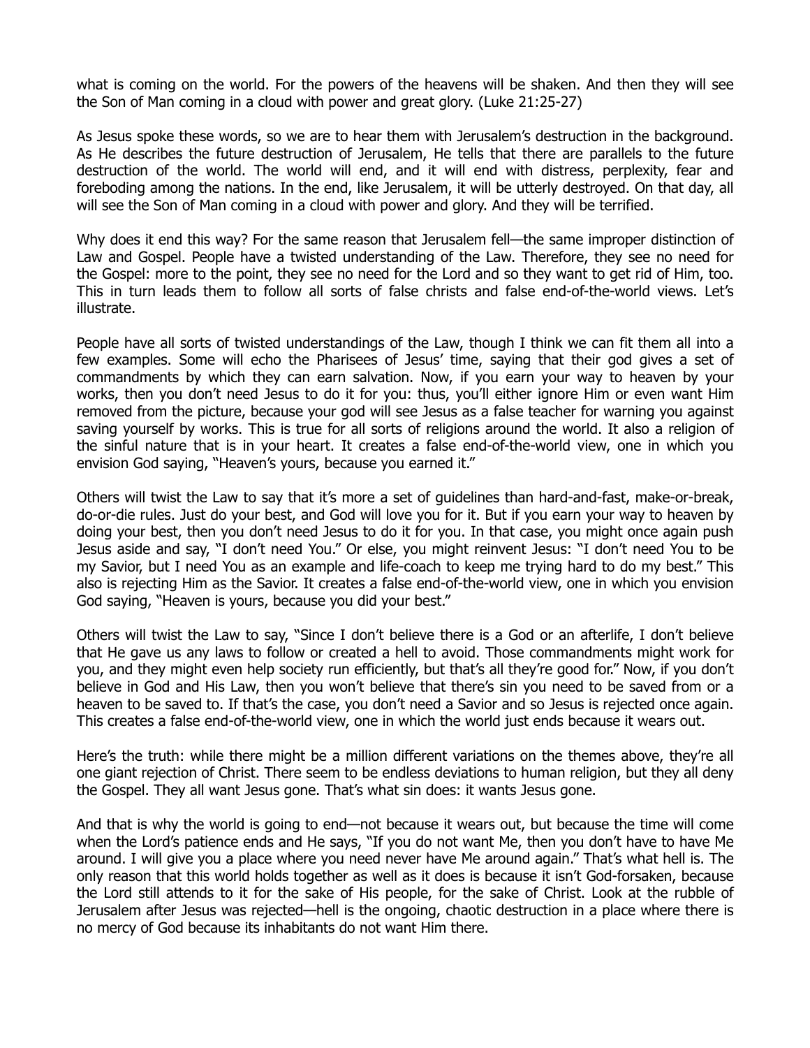what is coming on the world. For the powers of the heavens will be shaken. And then they will see the Son of Man coming in a cloud with power and great glory. (Luke 21:25-27)

As Jesus spoke these words, so we are to hear them with Jerusalem's destruction in the background. As He describes the future destruction of Jerusalem, He tells that there are parallels to the future destruction of the world. The world will end, and it will end with distress, perplexity, fear and foreboding among the nations. In the end, like Jerusalem, it will be utterly destroyed. On that day, all will see the Son of Man coming in a cloud with power and glory. And they will be terrified.

Why does it end this way? For the same reason that Jerusalem fell—the same improper distinction of Law and Gospel. People have a twisted understanding of the Law. Therefore, they see no need for the Gospel: more to the point, they see no need for the Lord and so they want to get rid of Him, too. This in turn leads them to follow all sorts of false christs and false end-of-the-world views. Let's illustrate.

People have all sorts of twisted understandings of the Law, though I think we can fit them all into a few examples. Some will echo the Pharisees of Jesus' time, saying that their god gives a set of commandments by which they can earn salvation. Now, if you earn your way to heaven by your works, then you don't need Jesus to do it for you: thus, you'll either ignore Him or even want Him removed from the picture, because your god will see Jesus as a false teacher for warning you against saving yourself by works. This is true for all sorts of religions around the world. It also a religion of the sinful nature that is in your heart. It creates a false end-of-the-world view, one in which you envision God saying, "Heaven's yours, because you earned it."

Others will twist the Law to say that it's more a set of guidelines than hard-and-fast, make-or-break, do-or-die rules. Just do your best, and God will love you for it. But if you earn your way to heaven by doing your best, then you don't need Jesus to do it for you. In that case, you might once again push Jesus aside and say, "I don't need You." Or else, you might reinvent Jesus: "I don't need You to be my Savior, but I need You as an example and life-coach to keep me trying hard to do my best." This also is rejecting Him as the Savior. It creates a false end-of-the-world view, one in which you envision God saying, "Heaven is yours, because you did your best."

Others will twist the Law to say, "Since I don't believe there is a God or an afterlife, I don't believe that He gave us any laws to follow or created a hell to avoid. Those commandments might work for you, and they might even help society run efficiently, but that's all they're good for." Now, if you don't believe in God and His Law, then you won't believe that there's sin you need to be saved from or a heaven to be saved to. If that's the case, you don't need a Savior and so Jesus is rejected once again. This creates a false end-of-the-world view, one in which the world just ends because it wears out.

Here's the truth: while there might be a million different variations on the themes above, they're all one giant rejection of Christ. There seem to be endless deviations to human religion, but they all deny the Gospel. They all want Jesus gone. That's what sin does: it wants Jesus gone.

And that is why the world is going to end—not because it wears out, but because the time will come when the Lord's patience ends and He says, "If you do not want Me, then you don't have to have Me around. I will give you a place where you need never have Me around again." That's what hell is. The only reason that this world holds together as well as it does is because it isn't God-forsaken, because the Lord still attends to it for the sake of His people, for the sake of Christ. Look at the rubble of Jerusalem after Jesus was rejected—hell is the ongoing, chaotic destruction in a place where there is no mercy of God because its inhabitants do not want Him there.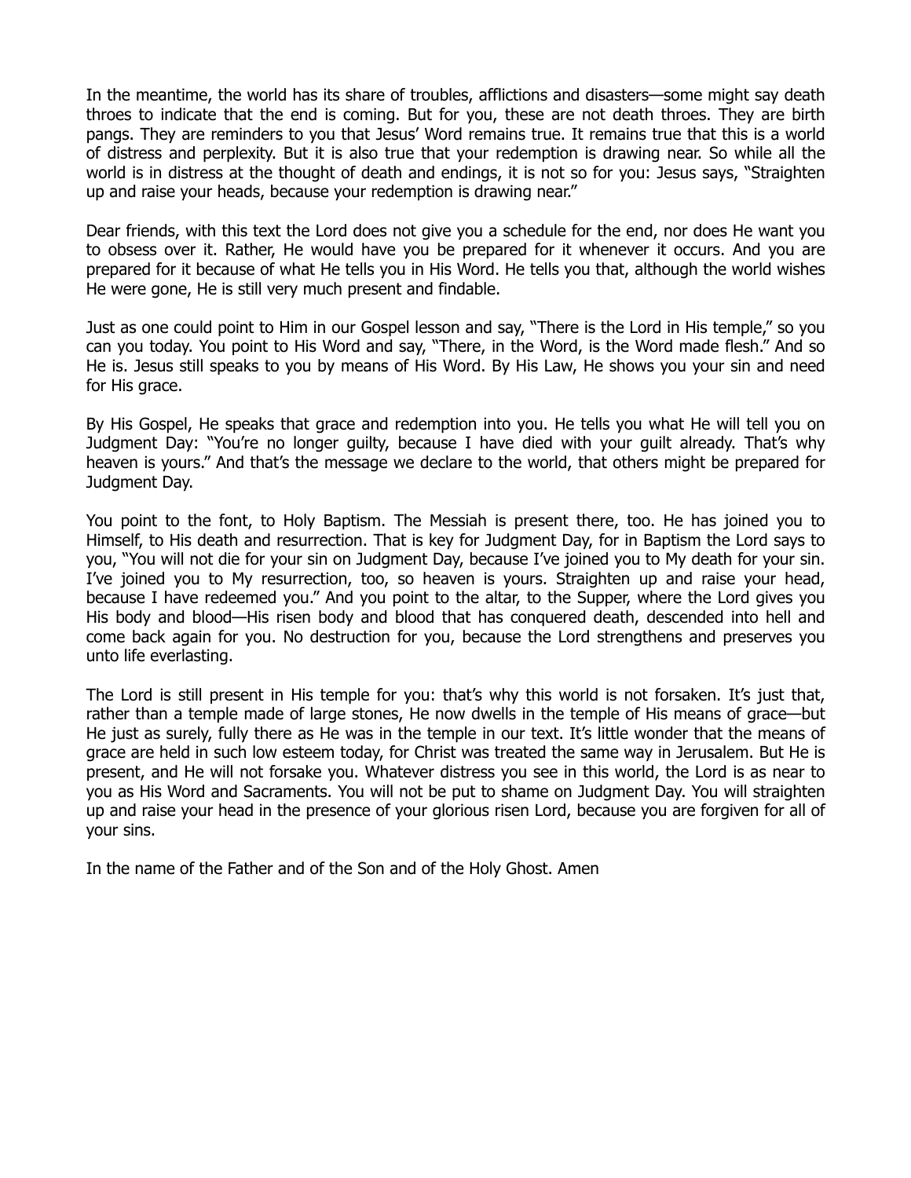In the meantime, the world has its share of troubles, afflictions and disasters—some might say death throes to indicate that the end is coming. But for you, these are not death throes. They are birth pangs. They are reminders to you that Jesus' Word remains true. It remains true that this is a world of distress and perplexity. But it is also true that your redemption is drawing near. So while all the world is in distress at the thought of death and endings, it is not so for you: Jesus says, "Straighten up and raise your heads, because your redemption is drawing near."

Dear friends, with this text the Lord does not give you a schedule for the end, nor does He want you to obsess over it. Rather, He would have you be prepared for it whenever it occurs. And you are prepared for it because of what He tells you in His Word. He tells you that, although the world wishes He were gone, He is still very much present and findable.

Just as one could point to Him in our Gospel lesson and say, "There is the Lord in His temple," so you can you today. You point to His Word and say, "There, in the Word, is the Word made flesh." And so He is. Jesus still speaks to you by means of His Word. By His Law, He shows you your sin and need for His grace.

By His Gospel, He speaks that grace and redemption into you. He tells you what He will tell you on Judgment Day: "You're no longer guilty, because I have died with your guilt already. That's why heaven is yours." And that's the message we declare to the world, that others might be prepared for Judgment Day.

You point to the font, to Holy Baptism. The Messiah is present there, too. He has joined you to Himself, to His death and resurrection. That is key for Judgment Day, for in Baptism the Lord says to you, "You will not die for your sin on Judgment Day, because I've joined you to My death for your sin. I've joined you to My resurrection, too, so heaven is yours. Straighten up and raise your head, because I have redeemed you." And you point to the altar, to the Supper, where the Lord gives you His body and blood—His risen body and blood that has conquered death, descended into hell and come back again for you. No destruction for you, because the Lord strengthens and preserves you unto life everlasting.

The Lord is still present in His temple for you: that's why this world is not forsaken. It's just that, rather than a temple made of large stones, He now dwells in the temple of His means of grace—but He just as surely, fully there as He was in the temple in our text. It's little wonder that the means of grace are held in such low esteem today, for Christ was treated the same way in Jerusalem. But He is present, and He will not forsake you. Whatever distress you see in this world, the Lord is as near to you as His Word and Sacraments. You will not be put to shame on Judgment Day. You will straighten up and raise your head in the presence of your glorious risen Lord, because you are forgiven for all of your sins.

In the name of the Father and of the Son and of the Holy Ghost. Amen